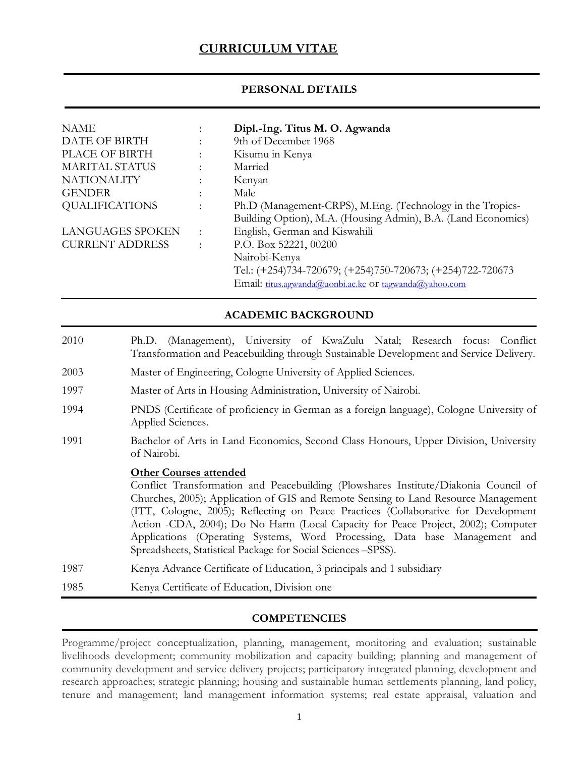# CURRICULUM VITAE

## PERSONAL DETAILS

| | | |
|---|---|---|
| NAME | : | **Dipl.-Ing. Titus M. O. Agwanda** |
| DATE OF BIRTH | : | 9th of December 1968 |
| PLACE OF BIRTH | : | Kisumu in Kenya |
| MARITAL STATUS | : | Married |
| NATIONALITY | : | Kenyan |
| GENDER | : | Male |
| QUALIFICATIONS | : | Ph.D (Management-CRPS), M.Eng. (Technology in the Tropics-Building Option), M.A. (Housing Admin), B.A. (Land Economics) |
| LANGUAGES SPOKEN | : | English, German and Kiswahili |
| CURRENT ADDRESS | : | P.O. Box 52221, 00200<br>Nairobi-Kenya<br>Tel.: (+254)734-720679; (+254)750-720673; (+254)722-720673<br>Email: titus.agwanda@uonbi.ac.ke or tagwanda@yahoo.com |

## ACADEMIC BACKGROUND

| | |
|---|---|
| 2010 | Ph.D. (Management), University of KwaZulu Natal; Research focus: Conflict Transformation and Peacebuilding through Sustainable Development and Service Delivery. |
| 2003 | Master of Engineering, Cologne University of Applied Sciences. |
| 1997 | Master of Arts in Housing Administration, University of Nairobi. |
| 1994 | PNDS (Certificate of proficiency in German as a foreign language), Cologne University of Applied Sciences. |
| 1991 | Bachelor of Arts in Land Economics, Second Class Honours, Upper Division, University of Nairobi. |
| | **Other Courses attended**<br>Conflict Transformation and Peacebuilding (Plowshares Institute/Diakonia Council of Churches, 2005); Application of GIS and Remote Sensing to Land Resource Management (ITT, Cologne, 2005); Reflecting on Peace Practices (Collaborative for Development Action -CDA, 2004); Do No Harm (Local Capacity for Peace Project, 2002); Computer Applications (Operating Systems, Word Processing, Data base Management and Spreadsheets, Statistical Package for Social Sciences –SPSS). |
| 1987 | Kenya Advance Certificate of Education, 3 principals and 1 subsidiary |
| 1985 | Kenya Certificate of Education, Division one |

## COMPETENCIES

Programme/project conceptualization, planning, management, monitoring and evaluation; sustainable livelihoods development; community mobilization and capacity building; planning and management of community development and service delivery projects; participatory integrated planning, development and research approaches; strategic planning; housing and sustainable human settlements planning, land policy, tenure and management; land management information systems; real estate appraisal, valuation and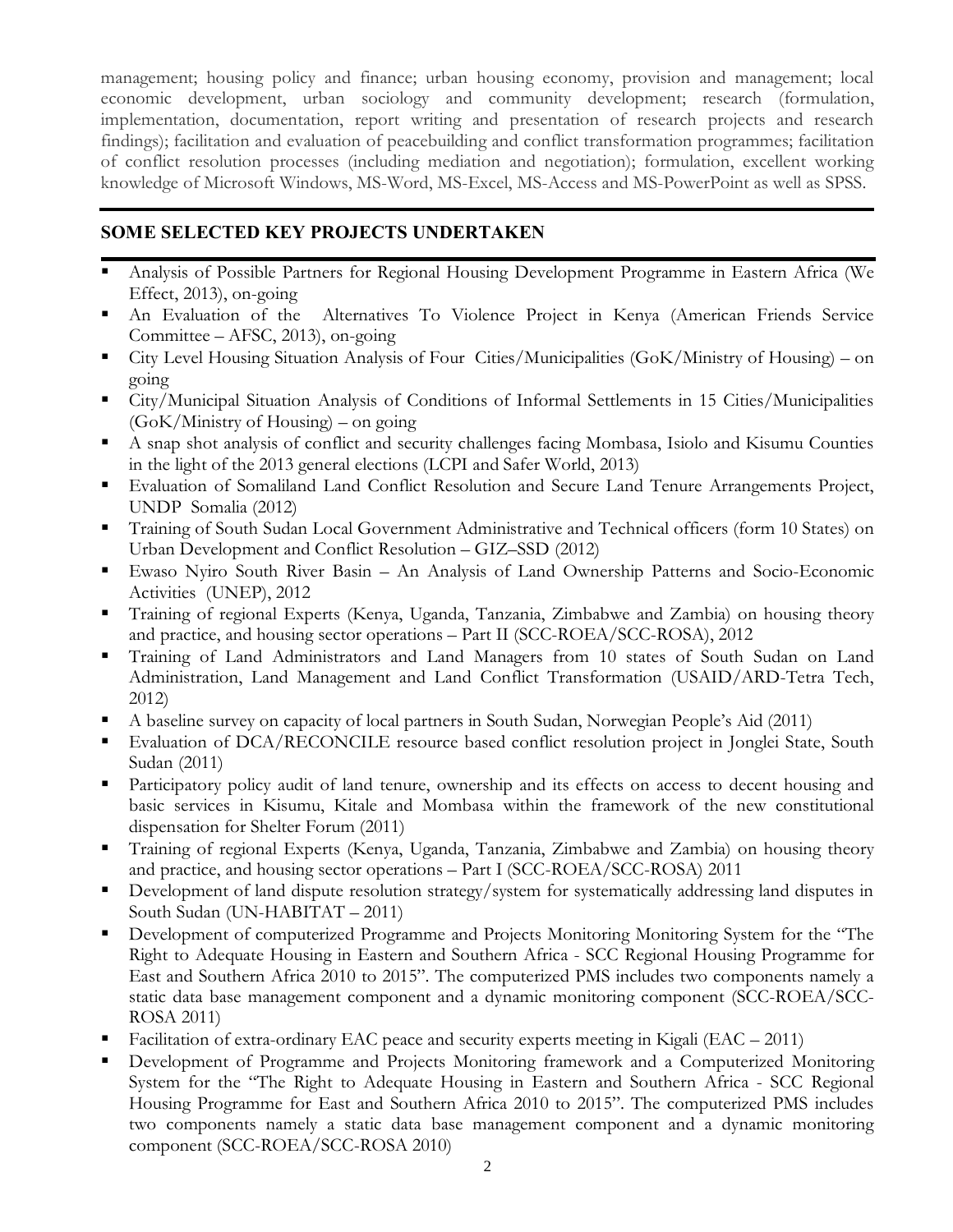management; housing policy and finance; urban housing economy, provision and management; local economic development, urban sociology and community development; research (formulation, implementation, documentation, report writing and presentation of research projects and research findings); facilitation and evaluation of peacebuilding and conflict transformation programmes; facilitation of conflict resolution processes (including mediation and negotiation); formulation, excellent working knowledge of Microsoft Windows, MS-Word, MS-Excel, MS-Access and MS-PowerPoint as well as SPSS.

## SOME SELECTED KEY PROJECTS UNDERTAKEN

- Analysis of Possible Partners for Regional Housing Development Programme in Eastern Africa (We Effect, 2013), on-going
- An Evaluation of the Alternatives To Violence Project in Kenya (American Friends Service Committee – AFSC, 2013), on-going
- City Level Housing Situation Analysis of Four Cities/Municipalities (GoK/Ministry of Housing) – on going
- City/Municipal Situation Analysis of Conditions of Informal Settlements in 15 Cities/Municipalities (GoK/Ministry of Housing) – on going
- A snap shot analysis of conflict and security challenges facing Mombasa, Isiolo and Kisumu Counties in the light of the 2013 general elections (LCPI and Safer World, 2013)
- Evaluation of Somaliland Land Conflict Resolution and Secure Land Tenure Arrangements Project, UNDP Somalia (2012)
- Training of South Sudan Local Government Administrative and Technical officers (form 10 States) on Urban Development and Conflict Resolution – GIZ–SSD (2012)
- Ewaso Nyiro South River Basin – An Analysis of Land Ownership Patterns and Socio-Economic Activities (UNEP), 2012
- Training of regional Experts (Kenya, Uganda, Tanzania, Zimbabwe and Zambia) on housing theory and practice, and housing sector operations – Part II (SCC-ROEA/SCC-ROSA), 2012
- Training of Land Administrators and Land Managers from 10 states of South Sudan on Land Administration, Land Management and Land Conflict Transformation (USAID/ARD-Tetra Tech, 2012)
- A baseline survey on capacity of local partners in South Sudan, Norwegian People's Aid (2011)
- Evaluation of DCA/RECONCILE resource based conflict resolution project in Jonglei State, South Sudan (2011)
- Participatory policy audit of land tenure, ownership and its effects on access to decent housing and basic services in Kisumu, Kitale and Mombasa within the framework of the new constitutional dispensation for Shelter Forum (2011)
- Training of regional Experts (Kenya, Uganda, Tanzania, Zimbabwe and Zambia) on housing theory and practice, and housing sector operations – Part I (SCC-ROEA/SCC-ROSA) 2011
- Development of land dispute resolution strategy/system for systematically addressing land disputes in South Sudan (UN-HABITAT – 2011)
- Development of computerized Programme and Projects Monitoring Monitoring System for the "The Right to Adequate Housing in Eastern and Southern Africa - SCC Regional Housing Programme for East and Southern Africa 2010 to 2015". The computerized PMS includes two components namely a static data base management component and a dynamic monitoring component (SCC-ROEA/SCC-ROSA 2011)
- Facilitation of extra-ordinary EAC peace and security experts meeting in Kigali (EAC – 2011)
- Development of Programme and Projects Monitoring framework and a Computerized Monitoring System for the "The Right to Adequate Housing in Eastern and Southern Africa - SCC Regional Housing Programme for East and Southern Africa 2010 to 2015". The computerized PMS includes two components namely a static data base management component and a dynamic monitoring component (SCC-ROEA/SCC-ROSA 2010)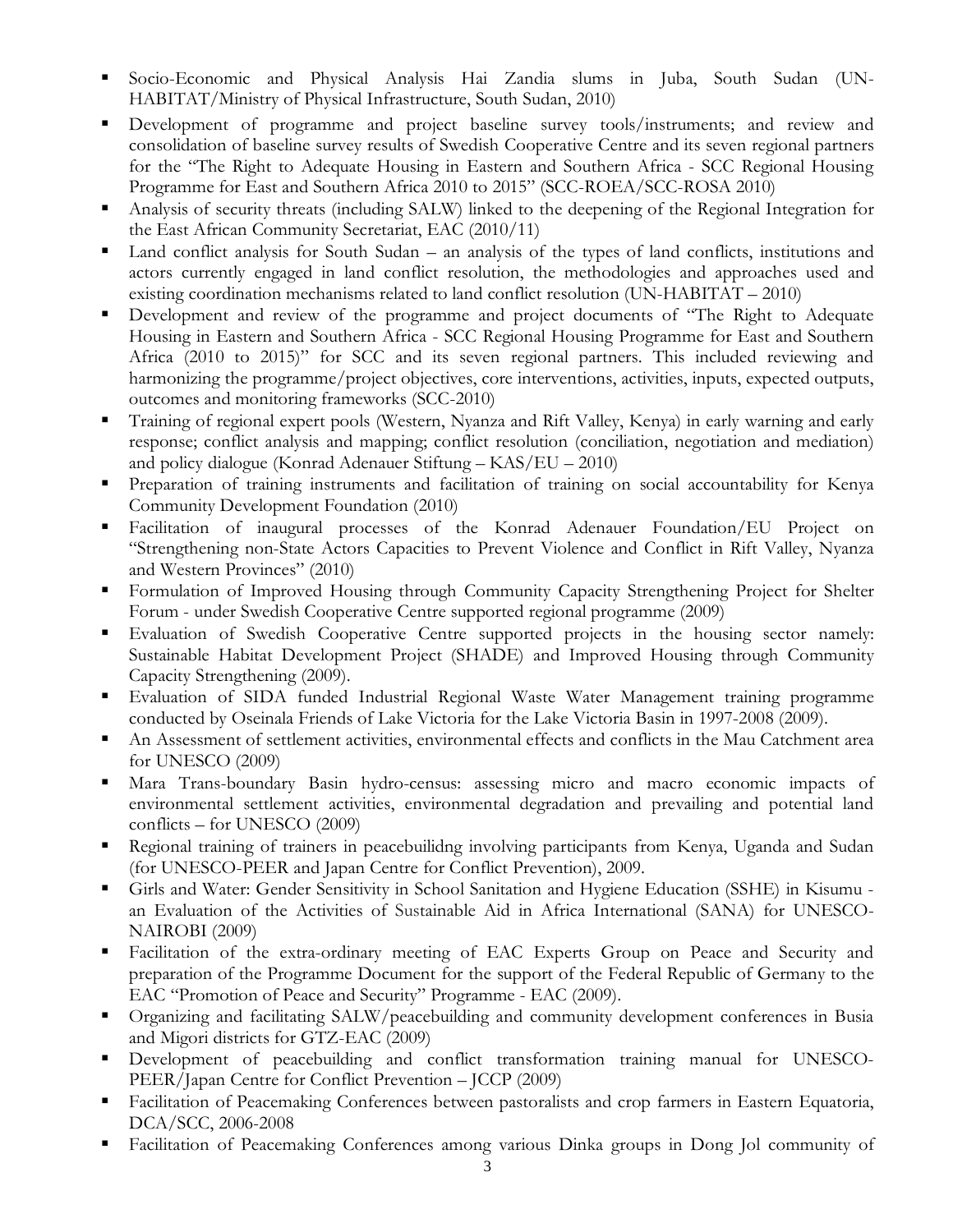- Socio-Economic and Physical Analysis Hai Zandia slums in Juba, South Sudan (UN-HABITAT/Ministry of Physical Infrastructure, South Sudan, 2010)
- Development of programme and project baseline survey tools/instruments; and review and consolidation of baseline survey results of Swedish Cooperative Centre and its seven regional partners for the "The Right to Adequate Housing in Eastern and Southern Africa - SCC Regional Housing Programme for East and Southern Africa 2010 to 2015" (SCC-ROEA/SCC-ROSA 2010)
- Analysis of security threats (including SALW) linked to the deepening of the Regional Integration for the East African Community Secretariat, EAC (2010/11)
- Land conflict analysis for South Sudan – an analysis of the types of land conflicts, institutions and actors currently engaged in land conflict resolution, the methodologies and approaches used and existing coordination mechanisms related to land conflict resolution (UN-HABITAT – 2010)
- Development and review of the programme and project documents of "The Right to Adequate Housing in Eastern and Southern Africa - SCC Regional Housing Programme for East and Southern Africa (2010 to 2015)" for SCC and its seven regional partners. This included reviewing and harmonizing the programme/project objectives, core interventions, activities, inputs, expected outputs, outcomes and monitoring frameworks (SCC-2010)
- Training of regional expert pools (Western, Nyanza and Rift Valley, Kenya) in early warning and early response; conflict analysis and mapping; conflict resolution (conciliation, negotiation and mediation) and policy dialogue (Konrad Adenauer Stiftung – KAS/EU – 2010)
- Preparation of training instruments and facilitation of training on social accountability for Kenya Community Development Foundation (2010)
- Facilitation of inaugural processes of the Konrad Adenauer Foundation/EU Project on "Strengthening non-State Actors Capacities to Prevent Violence and Conflict in Rift Valley, Nyanza and Western Provinces" (2010)
- Formulation of Improved Housing through Community Capacity Strengthening Project for Shelter Forum - under Swedish Cooperative Centre supported regional programme (2009)
- Evaluation of Swedish Cooperative Centre supported projects in the housing sector namely: Sustainable Habitat Development Project (SHADE) and Improved Housing through Community Capacity Strengthening (2009).
- Evaluation of SIDA funded Industrial Regional Waste Water Management training programme conducted by Oseinala Friends of Lake Victoria for the Lake Victoria Basin in 1997-2008 (2009).
- An Assessment of settlement activities, environmental effects and conflicts in the Mau Catchment area for UNESCO (2009)
- Mara Trans-boundary Basin hydro-census: assessing micro and macro economic impacts of environmental settlement activities, environmental degradation and prevailing and potential land conflicts – for UNESCO (2009)
- Regional training of trainers in peacebuilidng involving participants from Kenya, Uganda and Sudan (for UNESCO-PEER and Japan Centre for Conflict Prevention), 2009.
- Girls and Water: Gender Sensitivity in School Sanitation and Hygiene Education (SSHE) in Kisumu - an Evaluation of the Activities of Sustainable Aid in Africa International (SANA) for UNESCO-NAIROBI (2009)
- Facilitation of the extra-ordinary meeting of EAC Experts Group on Peace and Security and preparation of the Programme Document for the support of the Federal Republic of Germany to the EAC "Promotion of Peace and Security" Programme - EAC (2009).
- Organizing and facilitating SALW/peacebuilding and community development conferences in Busia and Migori districts for GTZ-EAC (2009)
- Development of peacebuilding and conflict transformation training manual for UNESCO-PEER/Japan Centre for Conflict Prevention – JCCP (2009)
- Facilitation of Peacemaking Conferences between pastoralists and crop farmers in Eastern Equatoria, DCA/SCC, 2006-2008
- Facilitation of Peacemaking Conferences among various Dinka groups in Dong Jol community of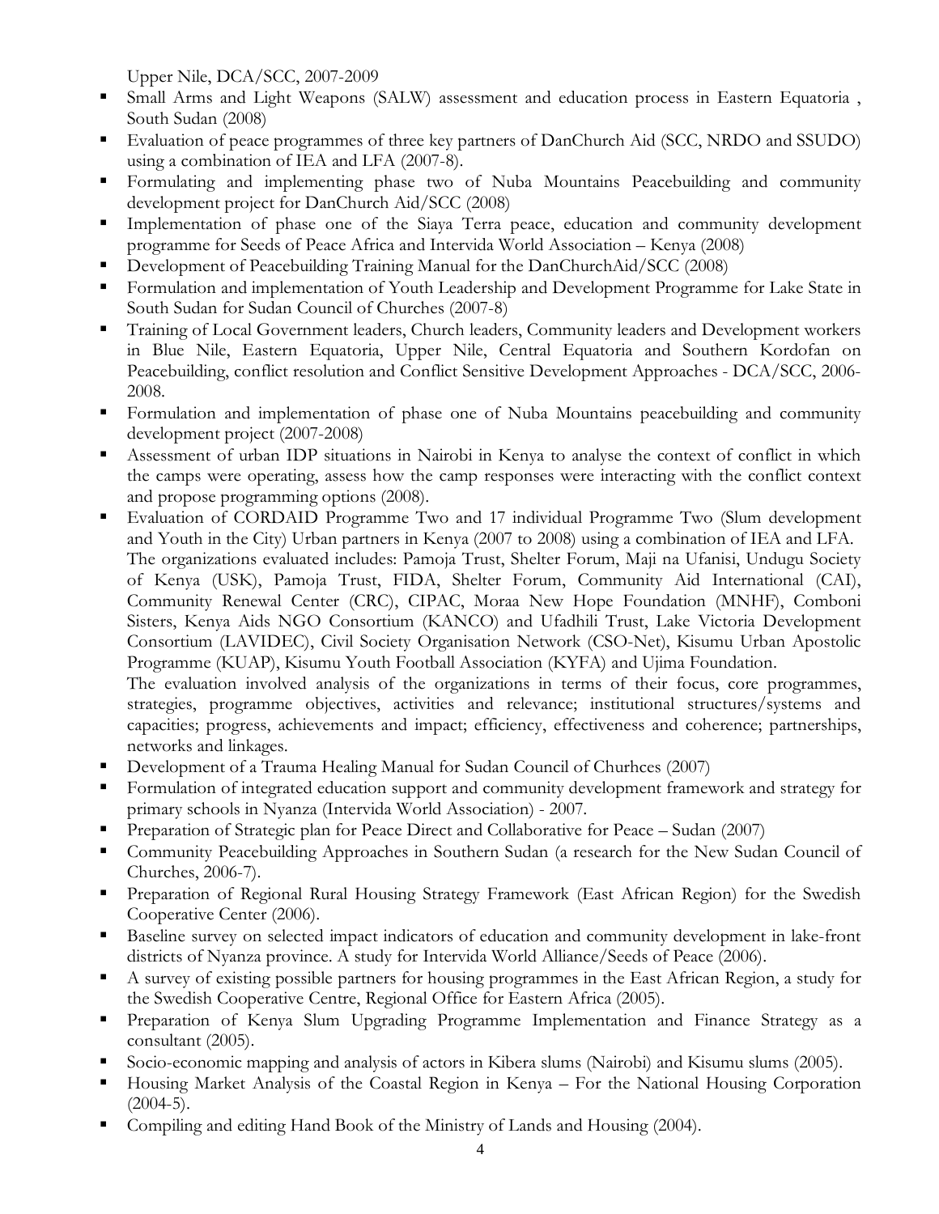Upper Nile, DCA/SCC, 2007-2009

- Small Arms and Light Weapons (SALW) assessment and education process in Eastern Equatoria , South Sudan (2008)
- Evaluation of peace programmes of three key partners of DanChurch Aid (SCC, NRDO and SSUDO) using a combination of IEA and LFA (2007-8).
- Formulating and implementing phase two of Nuba Mountains Peacebuilding and community development project for DanChurch Aid/SCC (2008)
- Implementation of phase one of the Siaya Terra peace, education and community development programme for Seeds of Peace Africa and Intervida World Association – Kenya (2008)
- Development of Peacebuilding Training Manual for the DanChurchAid/SCC (2008)
- Formulation and implementation of Youth Leadership and Development Programme for Lake State in South Sudan for Sudan Council of Churches (2007-8)
- Training of Local Government leaders, Church leaders, Community leaders and Development workers in Blue Nile, Eastern Equatoria, Upper Nile, Central Equatoria and Southern Kordofan on Peacebuilding, conflict resolution and Conflict Sensitive Development Approaches - DCA/SCC, 2006-2008.
- Formulation and implementation of phase one of Nuba Mountains peacebuilding and community development project (2007-2008)
- Assessment of urban IDP situations in Nairobi in Kenya to analyse the context of conflict in which the camps were operating, assess how the camp responses were interacting with the conflict context and propose programming options (2008).
- Evaluation of CORDAID Programme Two and 17 individual Programme Two (Slum development and Youth in the City) Urban partners in Kenya (2007 to 2008) using a combination of IEA and LFA.
  The organizations evaluated includes: Pamoja Trust, Shelter Forum, Maji na Ufanisi, Undugu Society of Kenya (USK), Pamoja Trust, FIDA, Shelter Forum, Community Aid International (CAI), Community Renewal Center (CRC), CIPAC, Moraa New Hope Foundation (MNHF), Comboni Sisters, Kenya Aids NGO Consortium (KANCO) and Ufadhili Trust, Lake Victoria Development Consortium (LAVIDEC), Civil Society Organisation Network (CSO-Net), Kisumu Urban Apostolic Programme (KUAP), Kisumu Youth Football Association (KYFA) and Ujima Foundation.
  The evaluation involved analysis of the organizations in terms of their focus, core programmes, strategies, programme objectives, activities and relevance; institutional structures/systems and capacities; progress, achievements and impact; efficiency, effectiveness and coherence; partnerships, networks and linkages.
- Development of a Trauma Healing Manual for Sudan Council of Churhces (2007)
- Formulation of integrated education support and community development framework and strategy for primary schools in Nyanza (Intervida World Association) - 2007.
- Preparation of Strategic plan for Peace Direct and Collaborative for Peace – Sudan (2007)
- Community Peacebuilding Approaches in Southern Sudan (a research for the New Sudan Council of Churches, 2006-7).
- Preparation of Regional Rural Housing Strategy Framework (East African Region) for the Swedish Cooperative Center (2006).
- Baseline survey on selected impact indicators of education and community development in lake-front districts of Nyanza province. A study for Intervida World Alliance/Seeds of Peace (2006).
- A survey of existing possible partners for housing programmes in the East African Region, a study for the Swedish Cooperative Centre, Regional Office for Eastern Africa (2005).
- Preparation of Kenya Slum Upgrading Programme Implementation and Finance Strategy as a consultant (2005).
- Socio-economic mapping and analysis of actors in Kibera slums (Nairobi) and Kisumu slums (2005).
- Housing Market Analysis of the Coastal Region in Kenya – For the National Housing Corporation (2004-5).
- Compiling and editing Hand Book of the Ministry of Lands and Housing (2004).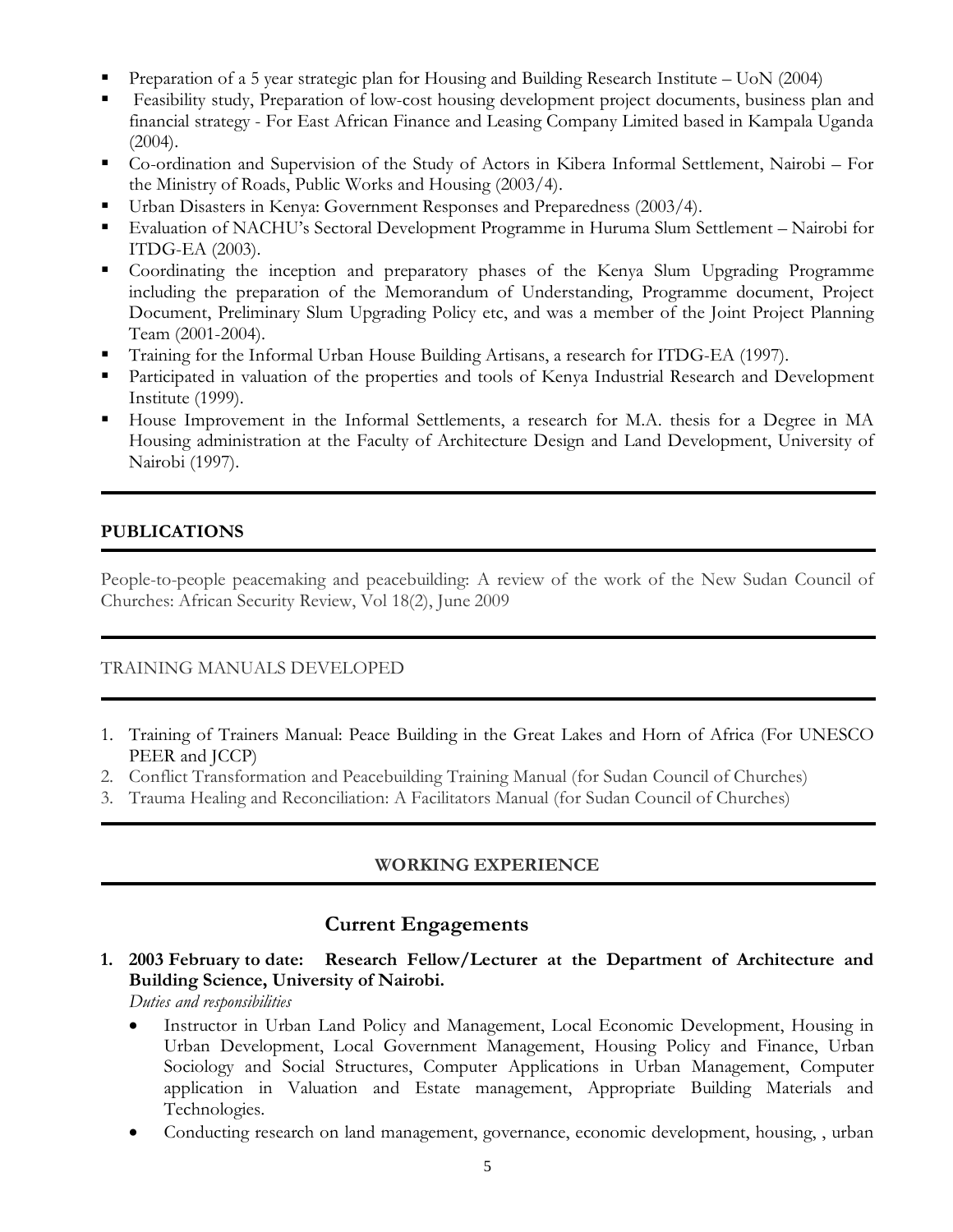- Preparation of a 5 year strategic plan for Housing and Building Research Institute – UoN (2004)
- Feasibility study, Preparation of low-cost housing development project documents, business plan and financial strategy - For East African Finance and Leasing Company Limited based in Kampala Uganda (2004).
- Co-ordination and Supervision of the Study of Actors in Kibera Informal Settlement, Nairobi – For the Ministry of Roads, Public Works and Housing (2003/4).
- Urban Disasters in Kenya: Government Responses and Preparedness (2003/4).
- Evaluation of NACHU's Sectoral Development Programme in Huruma Slum Settlement – Nairobi for ITDG-EA (2003).
- Coordinating the inception and preparatory phases of the Kenya Slum Upgrading Programme including the preparation of the Memorandum of Understanding, Programme document, Project Document, Preliminary Slum Upgrading Policy etc, and was a member of the Joint Project Planning Team (2001-2004).
- Training for the Informal Urban House Building Artisans, a research for ITDG-EA (1997).
- Participated in valuation of the properties and tools of Kenya Industrial Research and Development Institute (1999).
- House Improvement in the Informal Settlements, a research for M.A. thesis for a Degree in MA Housing administration at the Faculty of Architecture Design and Land Development, University of Nairobi (1997).

## PUBLICATIONS

People-to-people peacemaking and peacebuilding: A review of the work of the New Sudan Council of Churches: African Security Review, Vol 18(2), June 2009

## TRAINING MANUALS DEVELOPED

1. Training of Trainers Manual: Peace Building in the Great Lakes and Horn of Africa (For UNESCO PEER and JCCP)
2. Conflict Transformation and Peacebuilding Training Manual (for Sudan Council of Churches)
3. Trauma Healing and Reconciliation: A Facilitators Manual (for Sudan Council of Churches)

## WORKING EXPERIENCE

### Current Engagements

1. **2003 February to date: Research Fellow/Lecturer at the Department of Architecture and Building Science, University of Nairobi.**

   *Duties and responsibilities*

   - Instructor in Urban Land Policy and Management, Local Economic Development, Housing in Urban Development, Local Government Management, Housing Policy and Finance, Urban Sociology and Social Structures, Computer Applications in Urban Management, Computer application in Valuation and Estate management, Appropriate Building Materials and Technologies.
   - Conducting research on land management, governance, economic development, housing, , urban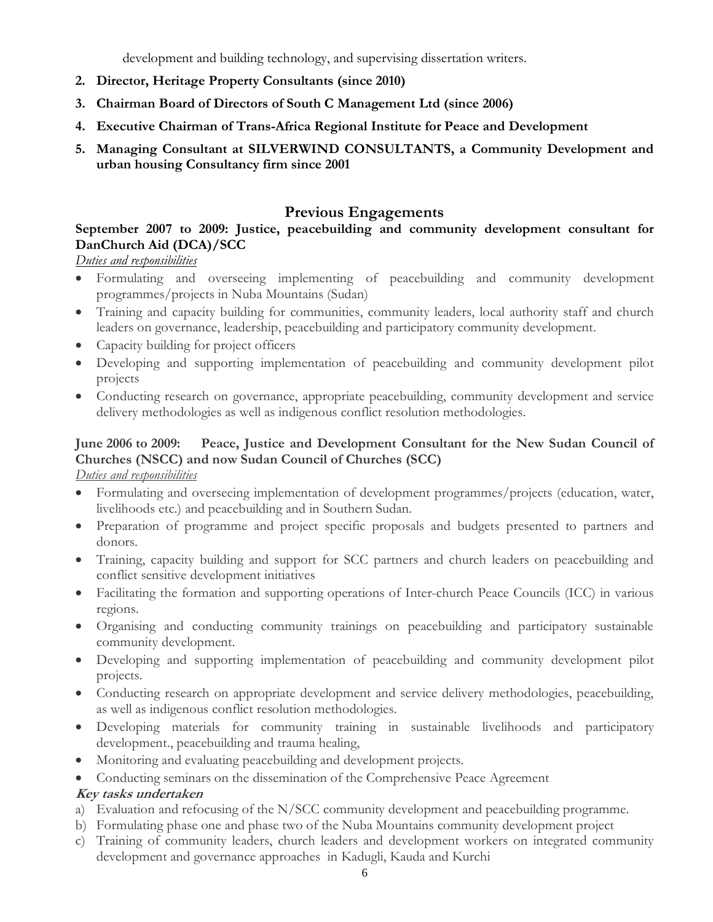development and building technology, and supervising dissertation writers.

2. **Director, Heritage Property Consultants (since 2010)**
3. **Chairman Board of Directors of South C Management Ltd (since 2006)**
4. **Executive Chairman of Trans-Africa Regional Institute for Peace and Development**
5. **Managing Consultant at SILVERWIND CONSULTANTS, a Community Development and urban housing Consultancy firm since 2001**

## Previous Engagements

**September 2007 to 2009: Justice, peacebuilding and community development consultant for DanChurch Aid (DCA)/SCC**

*Duties and responsibilities*

- Formulating and overseeing implementing of peacebuilding and community development programmes/projects in Nuba Mountains (Sudan)
- Training and capacity building for communities, community leaders, local authority staff and church leaders on governance, leadership, peacebuilding and participatory community development.
- Capacity building for project officers
- Developing and supporting implementation of peacebuilding and community development pilot projects
- Conducting research on governance, appropriate peacebuilding, community development and service delivery methodologies as well as indigenous conflict resolution methodologies.

**June 2006 to 2009: Peace, Justice and Development Consultant for the New Sudan Council of Churches (NSCC) and now Sudan Council of Churches (SCC)**

*Duties and responsibilities*

- Formulating and overseeing implementation of development programmes/projects (education, water, livelihoods etc.) and peacebuilding and in Southern Sudan.
- Preparation of programme and project specific proposals and budgets presented to partners and donors.
- Training, capacity building and support for SCC partners and church leaders on peacebuilding and conflict sensitive development initiatives
- Facilitating the formation and supporting operations of Inter-church Peace Councils (ICC) in various regions.
- Organising and conducting community trainings on peacebuilding and participatory sustainable community development.
- Developing and supporting implementation of peacebuilding and community development pilot projects.
- Conducting research on appropriate development and service delivery methodologies, peacebuilding, as well as indigenous conflict resolution methodologies.
- Developing materials for community training in sustainable livelihoods and participatory development., peacebuilding and trauma healing,
- Monitoring and evaluating peacebuilding and development projects.
- Conducting seminars on the dissemination of the Comprehensive Peace Agreement

***Key tasks undertaken***

a) Evaluation and refocusing of the N/SCC community development and peacebuilding programme.
b) Formulating phase one and phase two of the Nuba Mountains community development project
c) Training of community leaders, church leaders and development workers on integrated community development and governance approaches in Kadugli, Kauda and Kurchi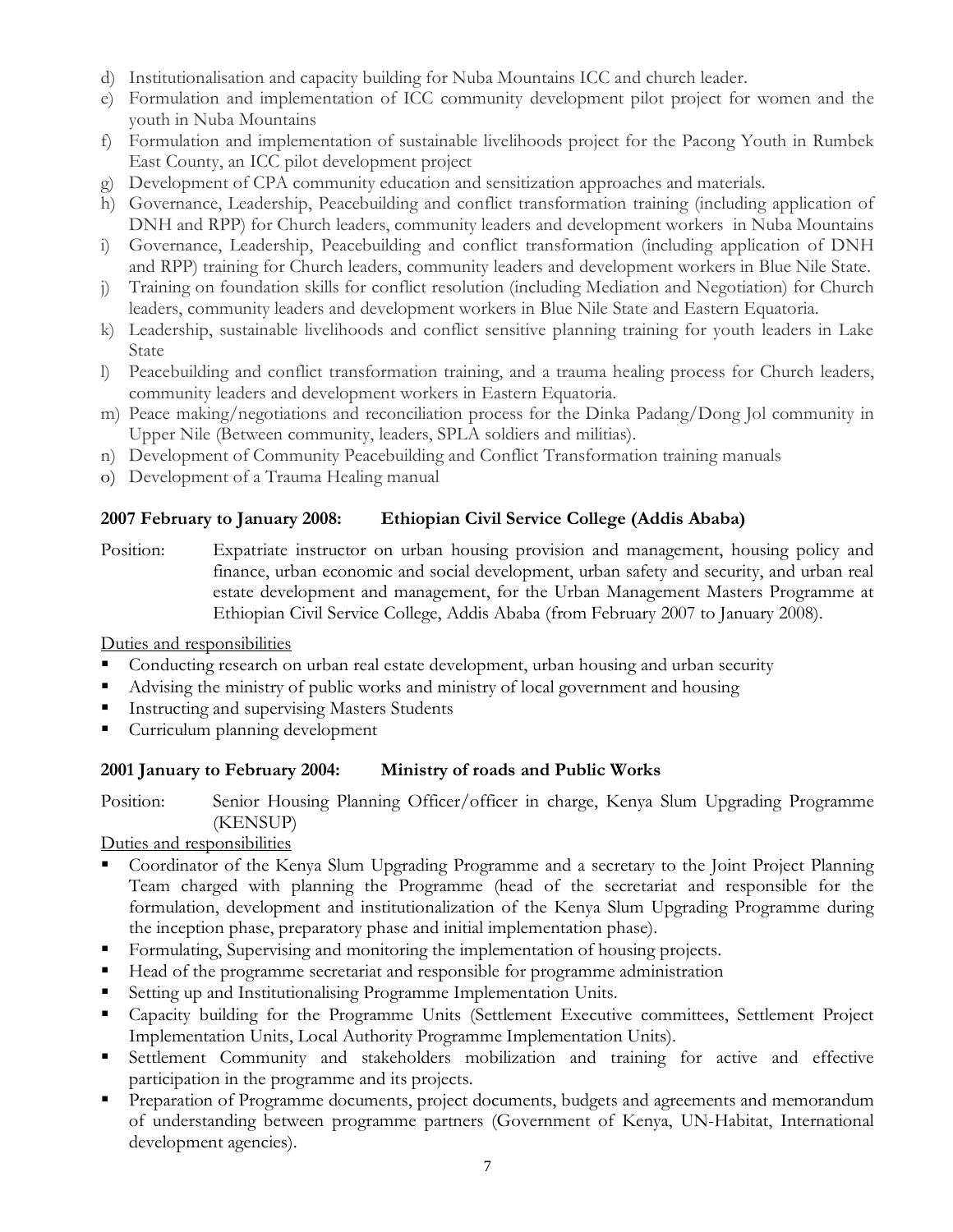d) Institutionalisation and capacity building for Nuba Mountains ICC and church leader.
e) Formulation and implementation of ICC community development pilot project for women and the youth in Nuba Mountains
f) Formulation and implementation of sustainable livelihoods project for the Pacong Youth in Rumbek East County, an ICC pilot development project
g) Development of CPA community education and sensitization approaches and materials.
h) Governance, Leadership, Peacebuilding and conflict transformation training (including application of DNH and RPP) for Church leaders, community leaders and development workers in Nuba Mountains
i) Governance, Leadership, Peacebuilding and conflict transformation (including application of DNH and RPP) training for Church leaders, community leaders and development workers in Blue Nile State.
j) Training on foundation skills for conflict resolution (including Mediation and Negotiation) for Church leaders, community leaders and development workers in Blue Nile State and Eastern Equatoria.
k) Leadership, sustainable livelihoods and conflict sensitive planning training for youth leaders in Lake State
l) Peacebuilding and conflict transformation training, and a trauma healing process for Church leaders, community leaders and development workers in Eastern Equatoria.
m) Peace making/negotiations and reconciliation process for the Dinka Padang/Dong Jol community in Upper Nile (Between community, leaders, SPLA soldiers and militias).
n) Development of Community Peacebuilding and Conflict Transformation training manuals
o) Development of a Trauma Healing manual

**2007 February to January 2008: Ethiopian Civil Service College (Addis Ababa)**

Position: Expatriate instructor on urban housing provision and management, housing policy and finance, urban economic and social development, urban safety and security, and urban real estate development and management, for the Urban Management Masters Programme at Ethiopian Civil Service College, Addis Ababa (from February 2007 to January 2008).

Duties and responsibilities

- Conducting research on urban real estate development, urban housing and urban security
- Advising the ministry of public works and ministry of local government and housing
- Instructing and supervising Masters Students
- Curriculum planning development

**2001 January to February 2004: Ministry of roads and Public Works**

Position: Senior Housing Planning Officer/officer in charge, Kenya Slum Upgrading Programme (KENSUP)

Duties and responsibilities

- Coordinator of the Kenya Slum Upgrading Programme and a secretary to the Joint Project Planning Team charged with planning the Programme (head of the secretariat and responsible for the formulation, development and institutionalization of the Kenya Slum Upgrading Programme during the inception phase, preparatory phase and initial implementation phase).
- Formulating, Supervising and monitoring the implementation of housing projects.
- Head of the programme secretariat and responsible for programme administration
- Setting up and Institutionalising Programme Implementation Units.
- Capacity building for the Programme Units (Settlement Executive committees, Settlement Project Implementation Units, Local Authority Programme Implementation Units).
- Settlement Community and stakeholders mobilization and training for active and effective participation in the programme and its projects.
- Preparation of Programme documents, project documents, budgets and agreements and memorandum of understanding between programme partners (Government of Kenya, UN-Habitat, International development agencies).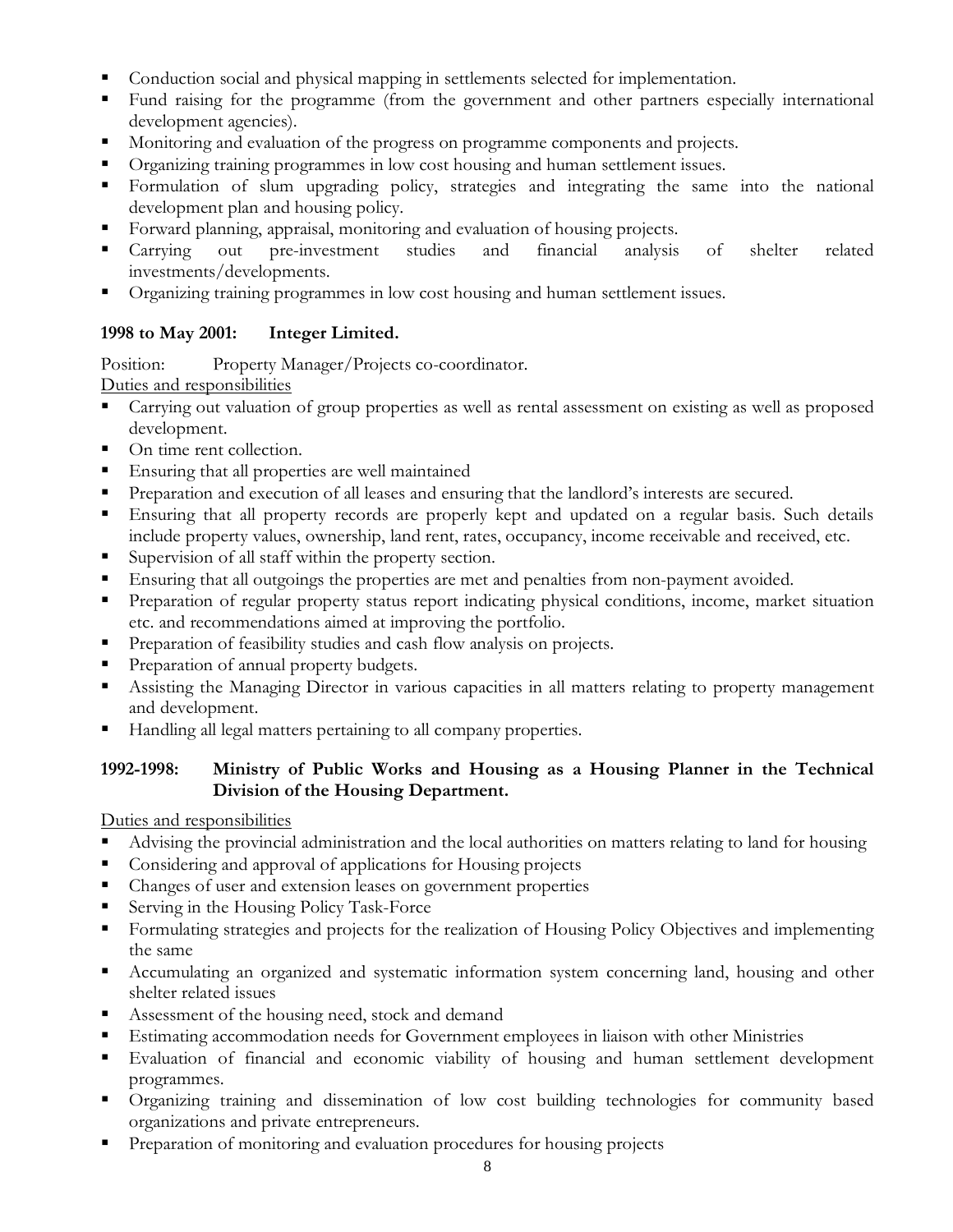- Conduction social and physical mapping in settlements selected for implementation.
- Fund raising for the programme (from the government and other partners especially international development agencies).
- Monitoring and evaluation of the progress on programme components and projects.
- Organizing training programmes in low cost housing and human settlement issues.
- Formulation of slum upgrading policy, strategies and integrating the same into the national development plan and housing policy.
- Forward planning, appraisal, monitoring and evaluation of housing projects.
- Carrying out pre-investment studies and financial analysis of shelter related investments/developments.
- Organizing training programmes in low cost housing and human settlement issues.

**1998 to May 2001: Integer Limited.**

Position: Property Manager/Projects co-coordinator.

Duties and responsibilities

- Carrying out valuation of group properties as well as rental assessment on existing as well as proposed development.
- On time rent collection.
- Ensuring that all properties are well maintained
- Preparation and execution of all leases and ensuring that the landlord's interests are secured.
- Ensuring that all property records are properly kept and updated on a regular basis. Such details include property values, ownership, land rent, rates, occupancy, income receivable and received, etc.
- Supervision of all staff within the property section.
- Ensuring that all outgoings the properties are met and penalties from non-payment avoided.
- Preparation of regular property status report indicating physical conditions, income, market situation etc. and recommendations aimed at improving the portfolio.
- Preparation of feasibility studies and cash flow analysis on projects.
- Preparation of annual property budgets.
- Assisting the Managing Director in various capacities in all matters relating to property management and development.
- Handling all legal matters pertaining to all company properties.

**1992-1998: Ministry of Public Works and Housing as a Housing Planner in the Technical Division of the Housing Department.**

Duties and responsibilities

- Advising the provincial administration and the local authorities on matters relating to land for housing
- Considering and approval of applications for Housing projects
- Changes of user and extension leases on government properties
- Serving in the Housing Policy Task-Force
- Formulating strategies and projects for the realization of Housing Policy Objectives and implementing the same
- Accumulating an organized and systematic information system concerning land, housing and other shelter related issues
- Assessment of the housing need, stock and demand
- Estimating accommodation needs for Government employees in liaison with other Ministries
- Evaluation of financial and economic viability of housing and human settlement development programmes.
- Organizing training and dissemination of low cost building technologies for community based organizations and private entrepreneurs.
- Preparation of monitoring and evaluation procedures for housing projects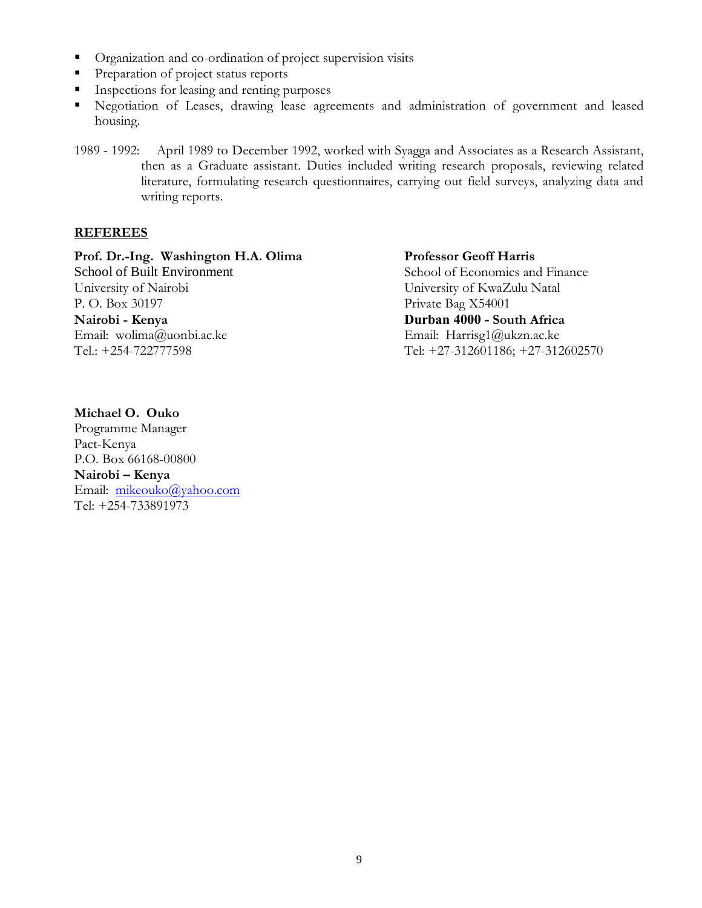- Organization and co-ordination of project supervision visits
- Preparation of project status reports
- Inspections for leasing and renting purposes
- Negotiation of Leases, drawing lease agreements and administration of government and leased housing.

1989 - 1992: April 1989 to December 1992, worked with Syagga and Associates as a Research Assistant, then as a Graduate assistant. Duties included writing research proposals, reviewing related literature, formulating research questionnaires, carrying out field surveys, analyzing data and writing reports.

**REFEREES**

**Prof. Dr.-Ing. Washington H.A. Olima**
School of Built Environment
University of Nairobi
P. O. Box 30197
**Nairobi - Kenya**
Email: wolima@uonbi.ac.ke
Tel.: +254-722777598

**Professor Geoff Harris**
School of Economics and Finance
University of KwaZulu Natal
Private Bag X54001
**Durban 4000 - South Africa**
Email: Harrisg1@ukzn.ac.ke
Tel: +27-312601186; +27-312602570

**Michael O. Ouko**
Programme Manager
Pact-Kenya
P.O. Box 66168-00800
**Nairobi – Kenya**
Email: mikeouko@yahoo.com
Tel: +254-733891973